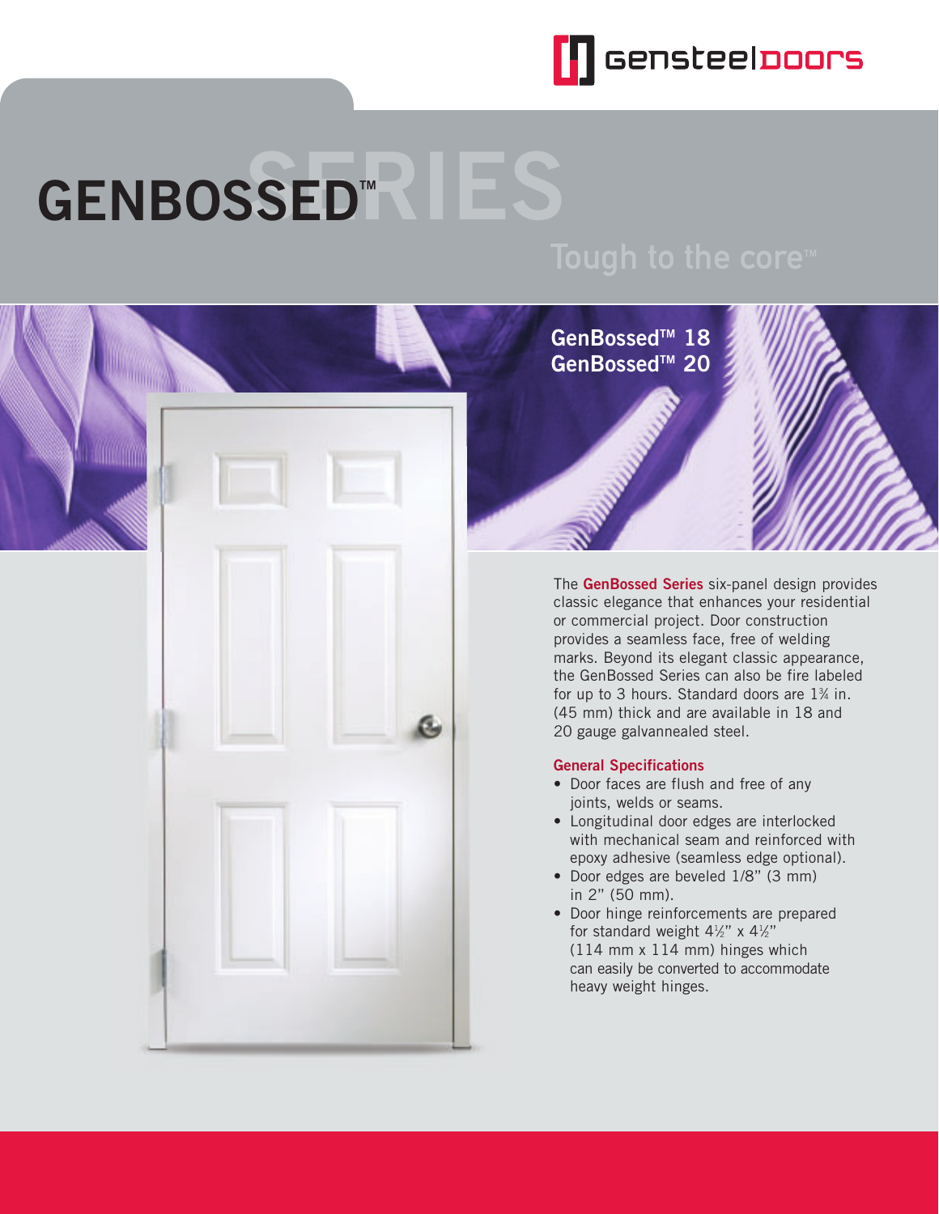gensteeldoors

# GENBOSSED™ SERIES

Tough to the core™

**GenBossed™ 18**
**GenBossed™ 20**

The **GenBossed Series** six-panel design provides classic elegance that enhances your residential or commercial project. Door construction provides a seamless face, free of welding marks. Beyond its elegant classic appearance, the GenBossed Series can also be fire labeled for up to 3 hours. Standard doors are 1¾ in. (45 mm) thick and are available in 18 and 20 gauge galvannealed steel.

### General Specifications

- Door faces are flush and free of any joints, welds or seams.
- Longitudinal door edges are interlocked with mechanical seam and reinforced with epoxy adhesive (seamless edge optional).
- Door edges are beveled 1/8" (3 mm) in 2" (50 mm).
- Door hinge reinforcements are prepared for standard weight 4½" x 4½" (114 mm x 114 mm) hinges which can easily be converted to accommodate heavy weight hinges.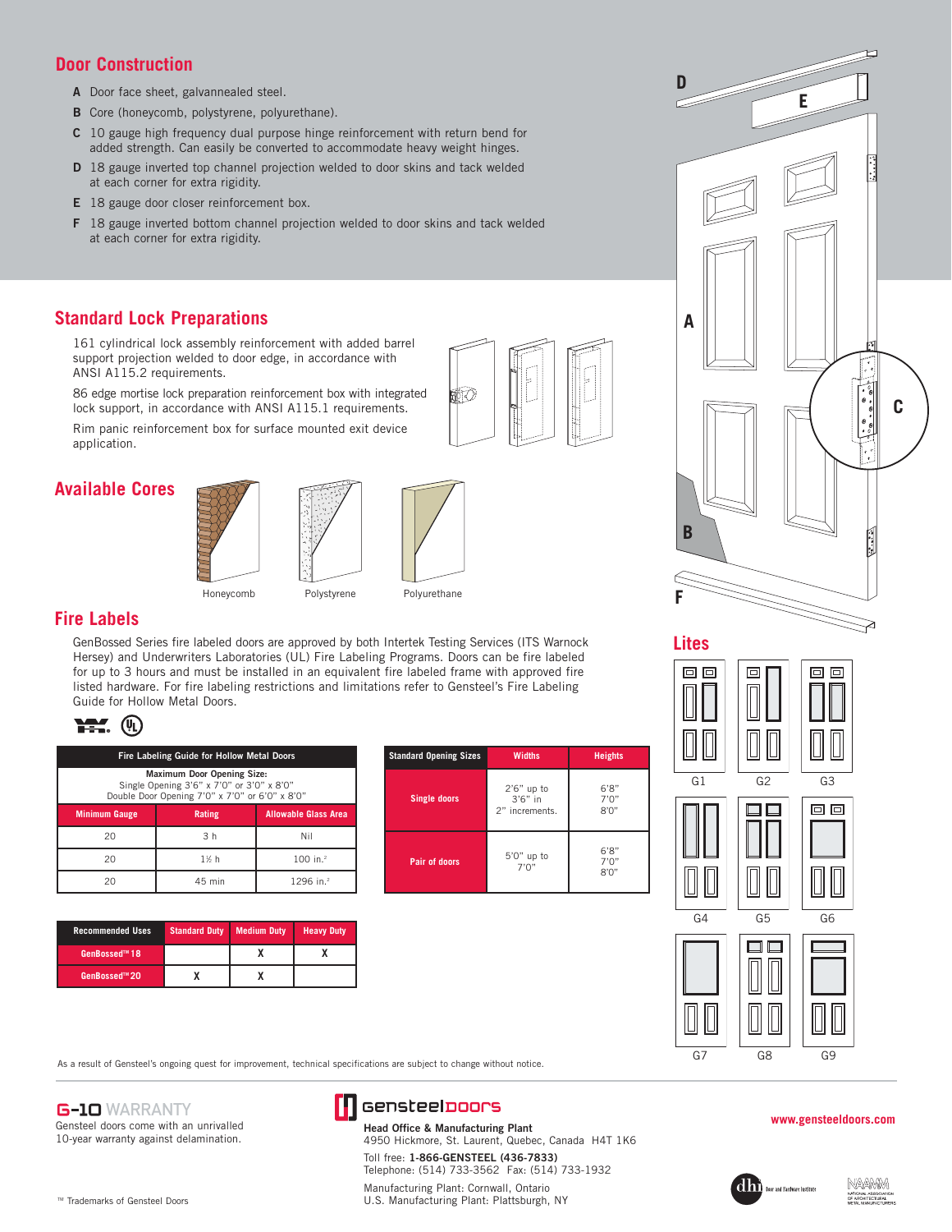## Door Construction

**A** Door face sheet, galvannealed steel.

**B** Core (honeycomb, polystyrene, polyurethane).

**C** 10 gauge high frequency dual purpose hinge reinforcement with return bend for added strength. Can easily be converted to accommodate heavy weight hinges.

**D** 18 gauge inverted top channel projection welded to door skins and tack welded at each corner for extra rigidity.

**E** 18 gauge door closer reinforcement box.

**F** 18 gauge inverted bottom channel projection welded to door skins and tack welded at each corner for extra rigidity.

## Standard Lock Preparations

161 cylindrical lock assembly reinforcement with added barrel support projection welded to door edge, in accordance with ANSI A115.2 requirements.

86 edge mortise lock preparation reinforcement box with integrated lock support, in accordance with ANSI A115.1 requirements.

Rim panic reinforcement box for surface mounted exit device application.

## Available Cores

Honeycomb

Polystyrene

Polyurethane

## Fire Labels

GenBossed Series fire labeled doors are approved by both Intertek Testing Services (ITS Warnock Hersey) and Underwriters Laboratories (UL) Fire Labeling Programs. Doors can be fire labeled for up to 3 hours and must be installed in an equivalent fire labeled frame with approved fire listed hardware. For fire labeling restrictions and limitations refer to Gensteel's Fire Labeling Guide for Hollow Metal Doors.

| Fire Labeling Guide for Hollow Metal Doors | | |
|---|---|---|
| Maximum Door Opening Size: Single Opening 3'6" x 7'0" or 3'0" x 8'0" Double Door Opening 7'0" x 7'0" or 6'0" x 8'0" | | |
| **Minimum Gauge** | **Rating** | **Allowable Glass Area** |
| 20 | 3 h | Nil |
| 20 | 1½ h | 100 in.² |
| 20 | 45 min | 1296 in.² |

| Standard Opening Sizes | Widths | Heights |
|---|---|---|
| Single doors | 2'6" up to 3'6" in 2" increments. | 6'8" 7'0" 8'0" |
| Pair of doors | 5'0" up to 7'0" | 6'8" 7'0" 8'0" |

| Recommended Uses | Standard Duty | Medium Duty | Heavy Duty |
|---|---|---|---|
| GenBossed™ 18 | | X | X |
| GenBossed™ 20 | X | X | |

## Lites

G1 G2 G3

G4 G5 G6

G7 G8 G9

As a result of Gensteel's ongoing quest for improvement, technical specifications are subject to change without notice.

**G-10 WARRANTY**

Gensteel doors come with an unrivalled 10-year warranty against delamination.

™ Trademarks of Gensteel Doors

**gensteeldoors**

**Head Office & Manufacturing Plant**
4950 Hickmore, St. Laurent, Quebec, Canada H4T 1K6

Toll free: **1-866-GENSTEEL (436-7833)**
Telephone: (514) 733-3562 Fax: (514) 733-1932

Manufacturing Plant: Cornwall, Ontario
U.S. Manufacturing Plant: Plattsburgh, NY

**www.gensteeldoors.com**